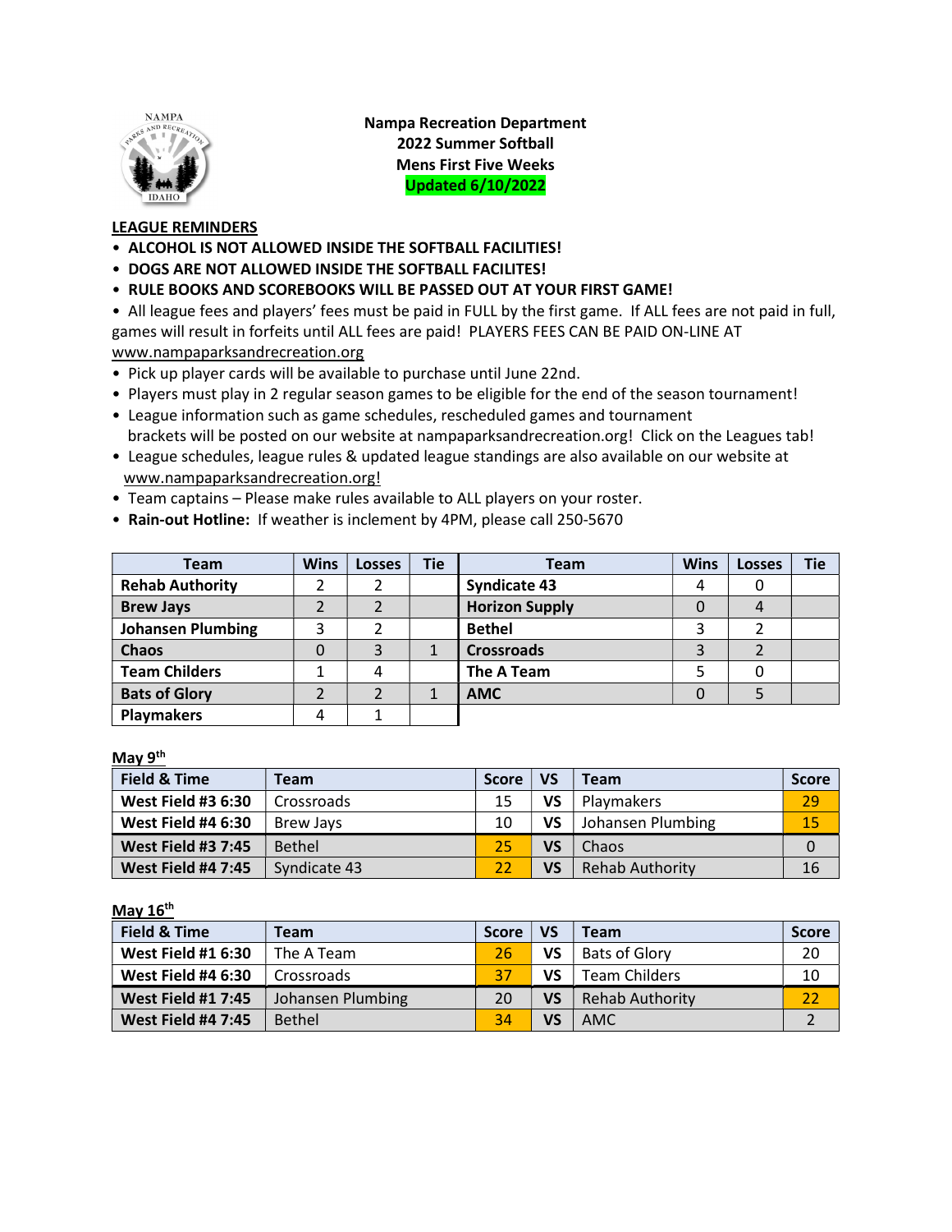**Nampa Recreation Department**
**2022 Summer Softball**
**Mens First Five Weeks**
**Updated 6/10/2022**

## LEAGUE REMINDERS

- **ALCOHOL IS NOT ALLOWED INSIDE THE SOFTBALL FACILITIES!**
- **DOGS ARE NOT ALLOWED INSIDE THE SOFTBALL FACILITES!**
- **RULE BOOKS AND SCOREBOOKS WILL BE PASSED OUT AT YOUR FIRST GAME!**
- All league fees and players' fees must be paid in FULL by the first game. If ALL fees are not paid in full, games will result in forfeits until ALL fees are paid! PLAYERS FEES CAN BE PAID ON-LINE AT www.nampaparksandrecreation.org
- Pick up player cards will be available to purchase until June 22nd.
- Players must play in 2 regular season games to be eligible for the end of the season tournament!
- League information such as game schedules, rescheduled games and tournament brackets will be posted on our website at nampaparksandrecreation.org! Click on the Leagues tab!
- League schedules, league rules & updated league standings are also available on our website at www.nampaparksandrecreation.org!
- Team captains – Please make rules available to ALL players on your roster.
- **Rain-out Hotline:** If weather is inclement by 4PM, please call 250-5670

| Team | Wins | Losses | Tie | Team | Wins | Losses | Tie |
|---|---|---|---|---|---|---|---|
| **Rehab Authority** | 2 | 2 | | **Syndicate 43** | 4 | 0 | |
| **Brew Jays** | 2 | 2 | | **Horizon Supply** | 0 | 4 | |
| **Johansen Plumbing** | 3 | 2 | | **Bethel** | 3 | 2 | |
| **Chaos** | 0 | 3 | 1 | **Crossroads** | 3 | 2 | |
| **Team Childers** | 1 | 4 | | **The A Team** | 5 | 0 | |
| **Bats of Glory** | 2 | 2 | 1 | **AMC** | 0 | 5 | |
| **Playmakers** | 4 | 1 | | | | | |

**May 9th**

| Field & Time | Team | Score | VS | Team | Score |
|---|---|---|---|---|---|
| **West Field #3 6:30** | Crossroads | 15 | **VS** | Playmakers | 29 |
| **West Field #4 6:30** | Brew Jays | 10 | **VS** | Johansen Plumbing | 15 |
| **West Field #3 7:45** | Bethel | 25 | **VS** | Chaos | 0 |
| **West Field #4 7:45** | Syndicate 43 | 22 | **VS** | Rehab Authority | 16 |

**May 16th**

| Field & Time | Team | Score | VS | Team | Score |
|---|---|---|---|---|---|
| **West Field #1 6:30** | The A Team | 26 | **VS** | Bats of Glory | 20 |
| **West Field #4 6:30** | Crossroads | 37 | **VS** | Team Childers | 10 |
| **West Field #1 7:45** | Johansen Plumbing | 20 | **VS** | Rehab Authority | 22 |
| **West Field #4 7:45** | Bethel | 34 | **VS** | AMC | 2 |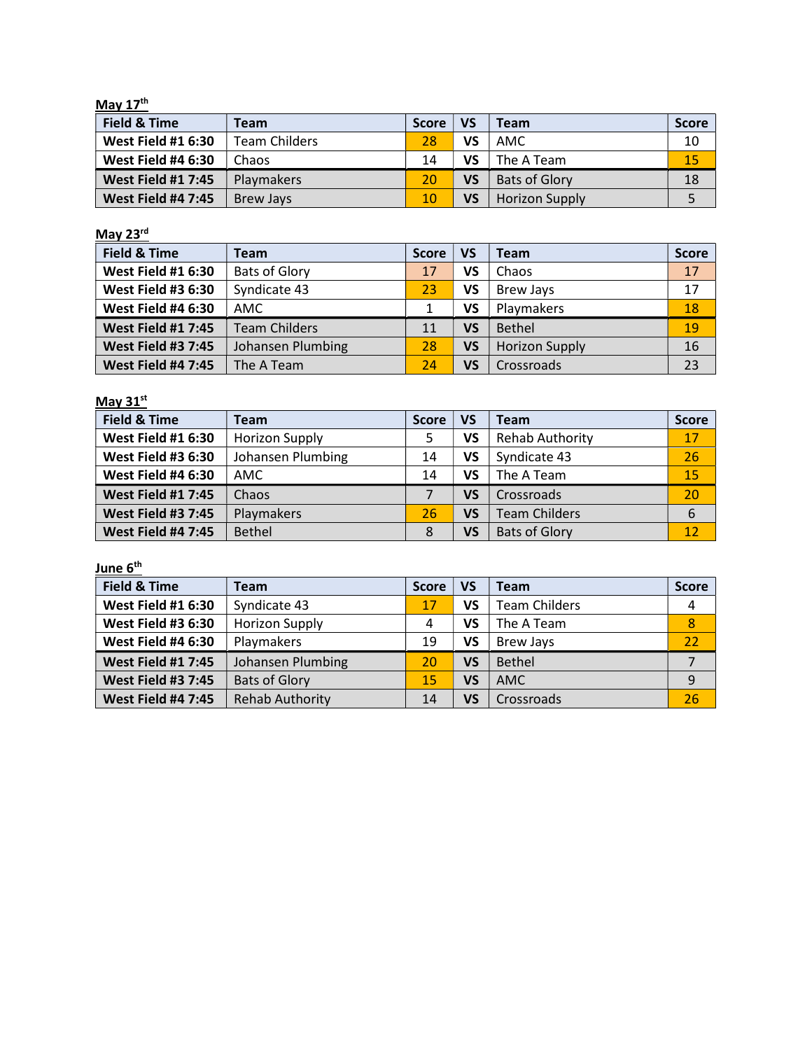**May 17th**

| Field & Time | Team | Score | VS | Team | Score |
|---|---|---|---|---|---|
| West Field #1 6:30 | Team Childers | 28 | VS | AMC | 10 |
| West Field #4 6:30 | Chaos | 14 | VS | The A Team | 15 |
| West Field #1 7:45 | Playmakers | 20 | VS | Bats of Glory | 18 |
| West Field #4 7:45 | Brew Jays | 10 | VS | Horizon Supply | 5 |

**May 23rd**

| Field & Time | Team | Score | VS | Team | Score |
|---|---|---|---|---|---|
| West Field #1 6:30 | Bats of Glory | 17 | VS | Chaos | 17 |
| West Field #3 6:30 | Syndicate 43 | 23 | VS | Brew Jays | 17 |
| West Field #4 6:30 | AMC | 1 | VS | Playmakers | 18 |
| West Field #1 7:45 | Team Childers | 11 | VS | Bethel | 19 |
| West Field #3 7:45 | Johansen Plumbing | 28 | VS | Horizon Supply | 16 |
| West Field #4 7:45 | The A Team | 24 | VS | Crossroads | 23 |

**May 31st**

| Field & Time | Team | Score | VS | Team | Score |
|---|---|---|---|---|---|
| West Field #1 6:30 | Horizon Supply | 5 | VS | Rehab Authority | 17 |
| West Field #3 6:30 | Johansen Plumbing | 14 | VS | Syndicate 43 | 26 |
| West Field #4 6:30 | AMC | 14 | VS | The A Team | 15 |
| West Field #1 7:45 | Chaos | 7 | VS | Crossroads | 20 |
| West Field #3 7:45 | Playmakers | 26 | VS | Team Childers | 6 |
| West Field #4 7:45 | Bethel | 8 | VS | Bats of Glory | 12 |

**June 6th**

| Field & Time | Team | Score | VS | Team | Score |
|---|---|---|---|---|---|
| West Field #1 6:30 | Syndicate 43 | 17 | VS | Team Childers | 4 |
| West Field #3 6:30 | Horizon Supply | 4 | VS | The A Team | 8 |
| West Field #4 6:30 | Playmakers | 19 | VS | Brew Jays | 22 |
| West Field #1 7:45 | Johansen Plumbing | 20 | VS | Bethel | 7 |
| West Field #3 7:45 | Bats of Glory | 15 | VS | AMC | 9 |
| West Field #4 7:45 | Rehab Authority | 14 | VS | Crossroads | 26 |